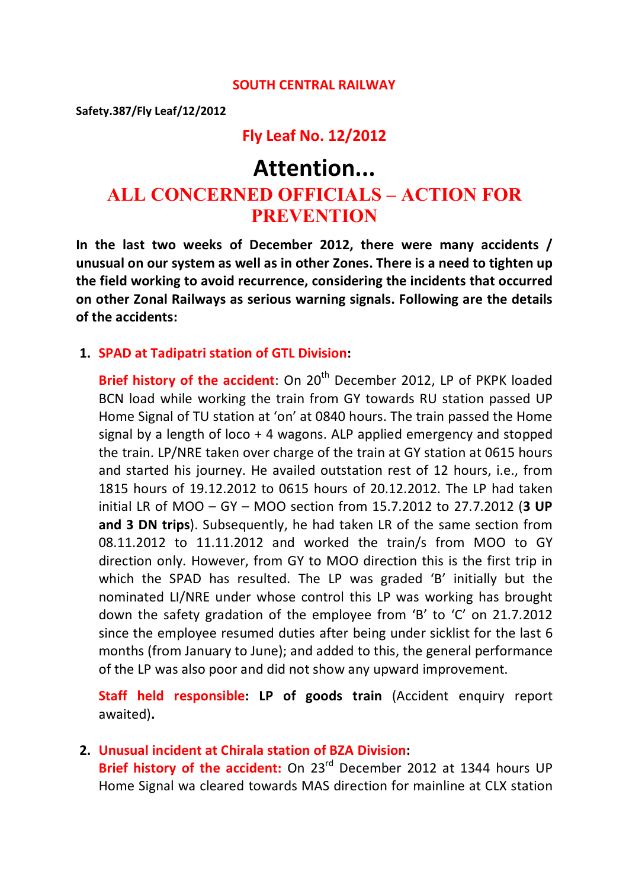**SOUTH CENTRAL RAILWAY**

**Safety.387/Fly Leaf/12/2012**

## Fly Leaf No. 12/2012

# Attention...

## ALL CONCERNED OFFICIALS – ACTION FOR PREVENTION

**In the last two weeks of December 2012, there were many accidents / unusual on our system as well as in other Zones. There is a need to tighten up the field working to avoid recurrence, considering the incidents that occurred on other Zonal Railways as serious warning signals. Following are the details of the accidents:**

1. **SPAD at Tadipatri station of GTL Division:**

   **Brief history of the accident**: On 20th December 2012, LP of PKPK loaded BCN load while working the train from GY towards RU station passed UP Home Signal of TU station at 'on' at 0840 hours. The train passed the Home signal by a length of loco + 4 wagons. ALP applied emergency and stopped the train. LP/NRE taken over charge of the train at GY station at 0615 hours and started his journey. He availed outstation rest of 12 hours, i.e., from 1815 hours of 19.12.2012 to 0615 hours of 20.12.2012. The LP had taken initial LR of MOO – GY – MOO section from 15.7.2012 to 27.7.2012 (**3 UP and 3 DN trips**). Subsequently, he had taken LR of the same section from 08.11.2012 to 11.11.2012 and worked the train/s from MOO to GY direction only. However, from GY to MOO direction this is the first trip in which the SPAD has resulted. The LP was graded 'B' initially but the nominated LI/NRE under whose control this LP was working has brought down the safety gradation of the employee from 'B' to 'C' on 21.7.2012 since the employee resumed duties after being under sicklist for the last 6 months (from January to June); and added to this, the general performance of the LP was also poor and did not show any upward improvement.

   **Staff held responsible: LP of goods train** (Accident enquiry report awaited)**.**

2. **Unusual incident at Chirala station of BZA Division:**
   **Brief history of the accident:** On 23rd December 2012 at 1344 hours UP Home Signal wa cleared towards MAS direction for mainline at CLX station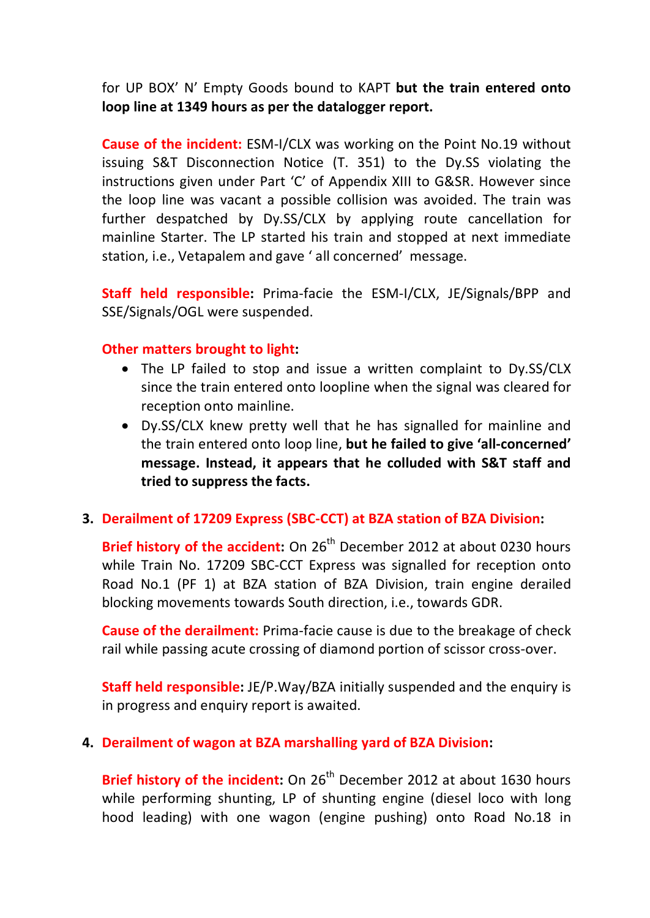for UP BOX' N' Empty Goods bound to KAPT **but the train entered onto loop line at 1349 hours as per the datalogger report.**

**Cause of the incident:** ESM-I/CLX was working on the Point No.19 without issuing S&T Disconnection Notice (T. 351) to the Dy.SS violating the instructions given under Part 'C' of Appendix XIII to G&SR. However since the loop line was vacant a possible collision was avoided. The train was further despatched by Dy.SS/CLX by applying route cancellation for mainline Starter. The LP started his train and stopped at next immediate station, i.e., Vetapalem and gave ' all concerned' message.

**Staff held responsible:** Prima-facie the ESM-I/CLX, JE/Signals/BPP and SSE/Signals/OGL were suspended.

**Other matters brought to light:**

- The LP failed to stop and issue a written complaint to Dy.SS/CLX since the train entered onto loopline when the signal was cleared for reception onto mainline.
- Dy.SS/CLX knew pretty well that he has signalled for mainline and the train entered onto loop line, **but he failed to give 'all-concerned' message. Instead, it appears that he colluded with S&T staff and tried to suppress the facts.**

### 3. Derailment of 17209 Express (SBC-CCT) at BZA station of BZA Division:

**Brief history of the accident:** On 26th December 2012 at about 0230 hours while Train No. 17209 SBC-CCT Express was signalled for reception onto Road No.1 (PF 1) at BZA station of BZA Division, train engine derailed blocking movements towards South direction, i.e., towards GDR.

**Cause of the derailment:** Prima-facie cause is due to the breakage of check rail while passing acute crossing of diamond portion of scissor cross-over.

**Staff held responsible:** JE/P.Way/BZA initially suspended and the enquiry is in progress and enquiry report is awaited.

### 4. Derailment of wagon at BZA marshalling yard of BZA Division:

**Brief history of the incident:** On 26th December 2012 at about 1630 hours while performing shunting, LP of shunting engine (diesel loco with long hood leading) with one wagon (engine pushing) onto Road No.18 in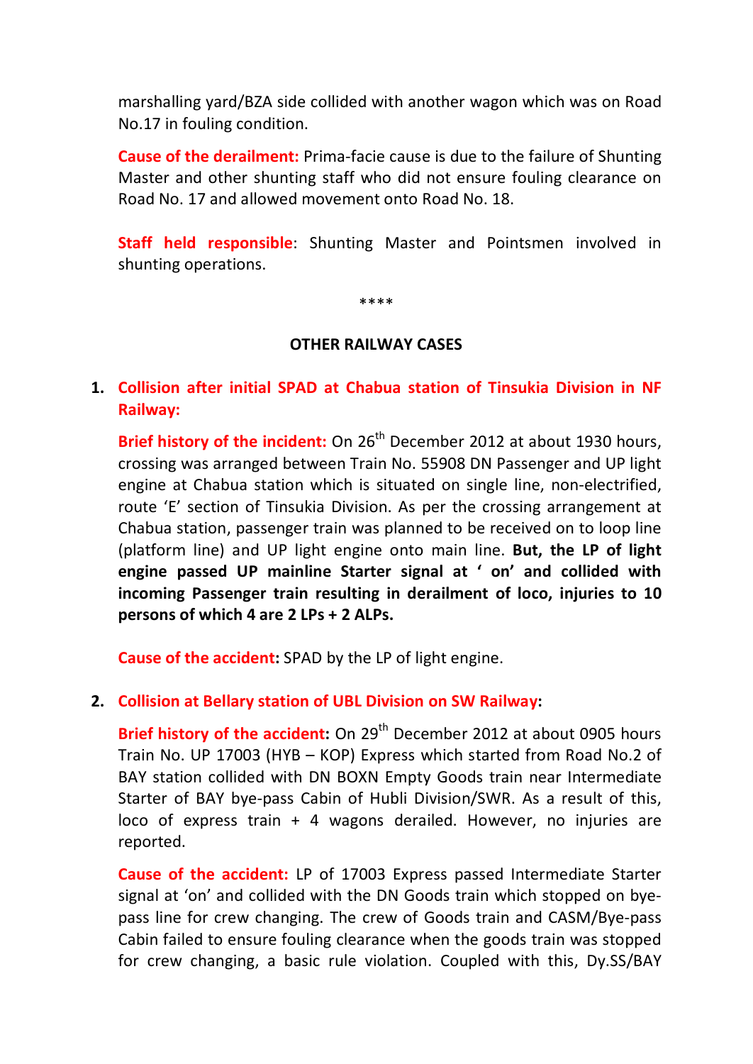marshalling yard/BZA side collided with another wagon which was on Road No.17 in fouling condition.

**Cause of the derailment:** Prima-facie cause is due to the failure of Shunting Master and other shunting staff who did not ensure fouling clearance on Road No. 17 and allowed movement onto Road No. 18.

**Staff held responsible**: Shunting Master and Pointsmen involved in shunting operations.

****

## OTHER RAILWAY CASES

1. **Collision after initial SPAD at Chabua station of Tinsukia Division in NF Railway:**

   **Brief history of the incident:** On 26th December 2012 at about 1930 hours, crossing was arranged between Train No. 55908 DN Passenger and UP light engine at Chabua station which is situated on single line, non-electrified, route 'E' section of Tinsukia Division. As per the crossing arrangement at Chabua station, passenger train was planned to be received on to loop line (platform line) and UP light engine onto main line. **But, the LP of light engine passed UP mainline Starter signal at ' on' and collided with incoming Passenger train resulting in derailment of loco, injuries to 10 persons of which 4 are 2 LPs + 2 ALPs.**

   **Cause of the accident:** SPAD by the LP of light engine.

2. **Collision at Bellary station of UBL Division on SW Railway:**

   **Brief history of the accident:** On 29th December 2012 at about 0905 hours Train No. UP 17003 (HYB – KOP) Express which started from Road No.2 of BAY station collided with DN BOXN Empty Goods train near Intermediate Starter of BAY bye-pass Cabin of Hubli Division/SWR. As a result of this, loco of express train + 4 wagons derailed. However, no injuries are reported.

   **Cause of the accident:** LP of 17003 Express passed Intermediate Starter signal at 'on' and collided with the DN Goods train which stopped on bye-pass line for crew changing. The crew of Goods train and CASM/Bye-pass Cabin failed to ensure fouling clearance when the goods train was stopped for crew changing, a basic rule violation. Coupled with this, Dy.SS/BAY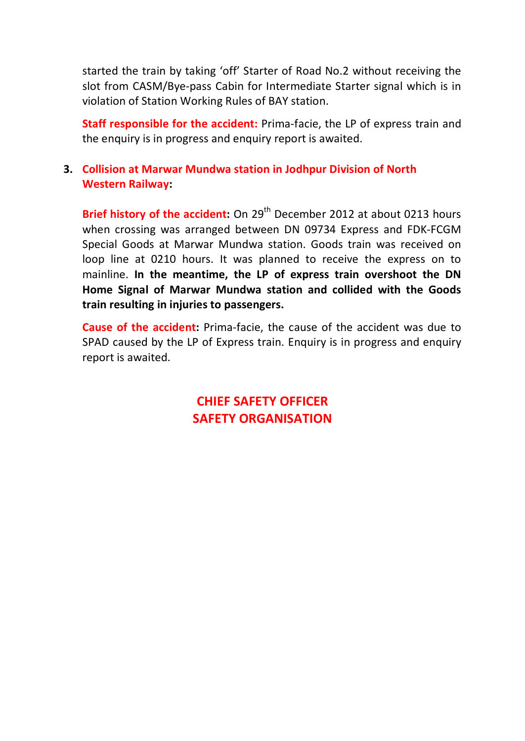started the train by taking 'off' Starter of Road No.2 without receiving the slot from CASM/Bye-pass Cabin for Intermediate Starter signal which is in violation of Station Working Rules of BAY station.

**Staff responsible for the accident:** Prima-facie, the LP of express train and the enquiry is in progress and enquiry report is awaited.

3. **Collision at Marwar Mundwa station in Jodhpur Division of North Western Railway:**

   **Brief history of the accident:** On 29th December 2012 at about 0213 hours when crossing was arranged between DN 09734 Express and FDK-FCGM Special Goods at Marwar Mundwa station. Goods train was received on loop line at 0210 hours. It was planned to receive the express on to mainline. **In the meantime, the LP of express train overshoot the DN Home Signal of Marwar Mundwa station and collided with the Goods train resulting in injuries to passengers.**

   **Cause of the accident:** Prima-facie, the cause of the accident was due to SPAD caused by the LP of Express train. Enquiry is in progress and enquiry report is awaited.

**CHIEF SAFETY OFFICER**
**SAFETY ORGANISATION**